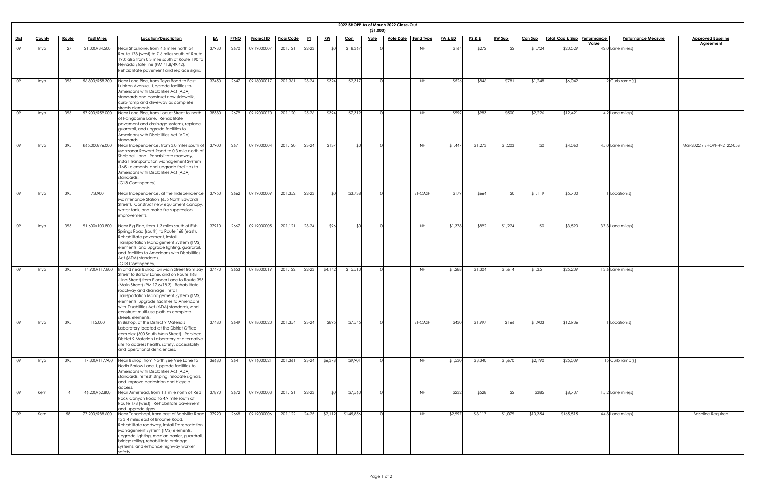# 2022 SHOPP As of March 2022 Close-Out

($1,000)

| Dist | County | Route | Post Miles | Location/Description | EA | PPNO | Project ID | Prog Code | FY | RW | Con | Vote | Vote Date | Fund Type | PA & ED | PS & E | RW Sup | Con Sup | Total Cap & Sup | Performance Value | Perfomance Measure | Approved Baseline Agreement |
|---|---|---|---|---|---|---|---|---|---|---|---|---|---|---|---|---|---|---|---|---|---|---|
| 09 | Inyo | 127 | 21.000/34.500 | Near Shoshone, from 4.6 miles north of Route 178 (west) to 7.6 miles south of Route 190; also from 0.3 mile south of Route 190 to Nevada State line (PM 41.8/49.42). Rehabilitate pavement and replace signs. | 37930 | 2670 | 0919000007 | 201.121 | 22-23 | $0 | $18,367 | 0 | | NH | $164 | $272 | $2 | $1,724 | $20,529 | 42.0 | Lane mile(s) | |
| 09 | Inyo | 395 | 56.800/R58.300 | Near Lone Pine, from Teya Road to East Lubken Avenue. Upgrade facilities to Americans with Disabilities Act (ADA) standards and construct new sidewalk, curb ramp and driveway as complete streets elements. | 37450 | 2647 | 0918000017 | 201.361 | 23-24 | $324 | $2,317 | 0 | | NH | $526 | $846 | $781 | $1,248 | $6,042 | 9 | Curb ramp(s) | |
| 09 | Inyo | 395 | 57.900/R59.000 | Near Lone Pine, from Locust Street to north of Pangborne Lane. Rehabilitate pavement and drainage systems, replace guardrail, and upgrade facilities to Americans with Disabilities Act (ADA) standards. | 38380 | 2679 | 0919000070 | 201.120 | 25-26 | $394 | $7,319 | 0 | | NH | $999 | $983 | $500 | $2,226 | $12,421 | 4.2 | Lane mile(s) | |
| 09 | Inyo | 395 | R65.000/76.000 | Near Independence, from 3.0 miles south of Manzanar Reward Road to 0.3 mile north of Shabbell Lane. Rehabilitate roadway, install Transportation Management System (TMS) elements, and upgrade facilities to Americans with Disabilities Act (ADA) standards. (G13 Contingency) | 37900 | 2671 | 0919000004 | 201.120 | 23-24 | $137 | $0 | 0 | | NH | $1,447 | $1,273 | $1,203 | $0 | $4,060 | 45.0 | Lane mile(s) | Mar-2022 / SHOPP-P-2122-05B |
| 09 | Inyo | 395 | 73.900 | Near Independence, at the Independence Maintenance Station (655 North Edwards Street). Construct new equipment canopy, water tank, and make fire suppression improvements. | 37950 | 2662 | 0919000009 | 201.352 | 22-23 | $0 | $3,738 | 0 | | ST-CASH | $179 | $664 | $0 | $1,119 | $5,700 | 1 | Location(s) | |
| 09 | Inyo | 395 | 91.600/100.800 | Near Big Pine, from 1.3 miles south of Fish Springs Road (south) to Route 168 (east). Rehabilitate pavement, install Transportation Management System (TMS) elements, and upgrade lighting, guardrail, and facilities to Americans with Disabilities Act (ADA) standards. (G13 Contingency) | 37910 | 2667 | 0919000005 | 201.121 | 23-24 | $96 | $0 | 0 | | NH | $1,378 | $892 | $1,224 | $0 | $3,590 | 37.3 | Lane mile(s) | |
| 09 | Inyo | 395 | 114.900/117.800 | In and near Bishop, on Main Street from Jay Street to Barlow Lane, and on Route 168 (Line Street) from Pioneer Lane to Route 395 (Main Street) (PM 17.6/18.3). Rehabilitate roadway and drainage, install Transportation Management System (TMS) elements, upgrade facilities to Americans with Disabilities Act (ADA) standards, and construct multi-use path as complete streets elements. | 37470 | 2653 | 0918000019 | 201.122 | 22-23 | $4,142 | $15,510 | 0 | | NH | $1,288 | $1,304 | $1,614 | $1,351 | $25,209 | 13.6 | Lane mile(s) | |
| 09 | Inyo | 395 | 115.000 | In Bishop, at the District 9 Materials Laboratory located at the District Office complex (500 South Main Street). Replace District 9 Materials Laboratory at alternative site to address health, safety, accessibility, and operational deficiencies. | 37480 | 2649 | 0918000020 | 201.354 | 23-24 | $895 | $7,545 | 0 | | ST-CASH | $430 | $1,997 | $166 | $1,903 | $12,936 | 1 | Location(s) | |
| 09 | Inyo | 395 | 117.300/117.900 | Near Bishop, from North See Vee Lane to North Barlow Lane. Upgrade facilities to Americans with Disabilities Act (ADA) standards, refresh striping, relocate signals, and improve pedestrian and bicycle access. | 36680 | 2641 | 0916000021 | 201.361 | 23-24 | $6,378 | $9,901 | 0 | | NH | $1,530 | $3,340 | $1,670 | $2,190 | $25,009 | 15 | Curb ramp(s) | |
| 09 | Kern | 14 | 46.200/52.800 | Near Armistead, from 1.1 mile north of Red Rock Canyon Road to 4.9 mile south of Route 178 (west). Rehabilitate pavement and upgrade signs. | 37890 | 2672 | 0919000003 | 201.121 | 22-23 | $0 | $7,560 | 0 | | NH | $232 | $528 | $2 | $385 | $8,707 | 15.2 | Lane mile(s) | |
| 09 | Kern | 58 | 77.200/R88.600 | Near Tehachapi, from east of Bealville Road to 3.4 miles east of Broome Road. Rehabilitate roadway, install Transportation Management System (TMS) elements, upgrade lighting, median barrier, guardrail, bridge railing, rehabilitate drainage systems, and enhance highway worker safety. | 37920 | 2668 | 0919000006 | 201.122 | 24-25 | $2,112 | $145,856 | 0 | | NH | $2,997 | $3,117 | $1,079 | $10,354 | $165,515 | 44.8 | Lane mile(s) | Baseline Required |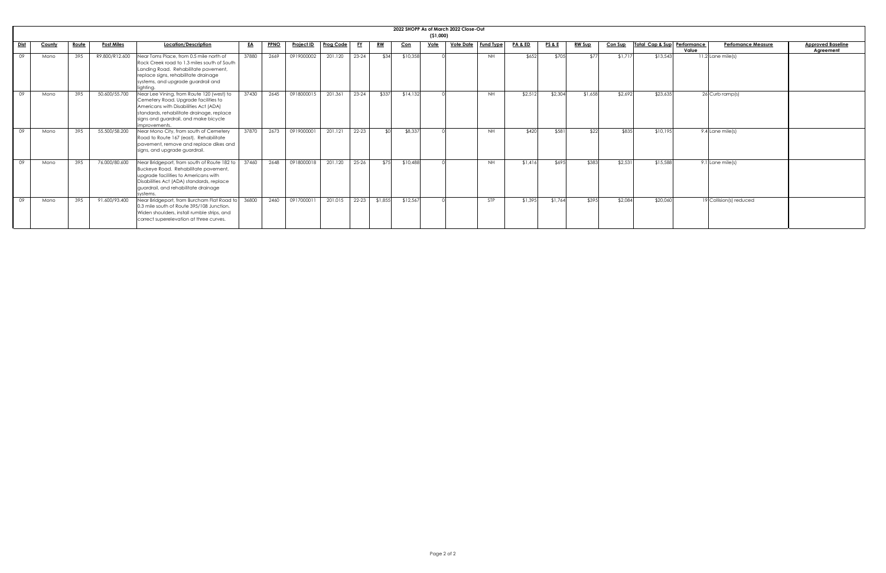# 2022 SHOPP As of March 2022 Close-Out

($1,000)

| Dist | County | Route | Post Miles | Location/Description | EA | PPNO | Project ID | Prog Code | FY | RW | Con | Vote | Vote Date | Fund Type | PA & ED | PS & E | RW Sup | Con Sup | Total Cap & Sup | Performance Value | Perfomance Measure | Approved Baseline Agreement |
|---|---|---|---|---|---|---|---|---|---|---|---|---|---|---|---|---|---|---|---|---|---|---|
| 09 | Mono | 395 | R9.800/R12.600 | Near Toms Place, from 0.5 mile north of Rock Creek road to 1.3 miles south of South Landing Road. Rehabilitate pavement, replace signs, rehabilitate drainage systems, and upgrade guardrail and lighting. | 37880 | 2669 | 0919000002 | 201.120 | 23-24 | $34 | $10,358 | 0 | | NH | $652 | $705 | $77 | $1,717 | $13,543 | 11.2 | Lane mile(s) | |
| 09 | Mono | 395 | 50.600/55.700 | Near Lee Vining, from Route 120 (west) to Cemetery Road. Upgrade facilities to Americans with Disabilities Act (ADA) standards, rehabilitate drainage, replace signs and guardrail, and make bicycle improvements. | 37430 | 2645 | 0918000015 | 201.361 | 23-24 | $337 | $14,132 | 0 | | NH | $2,512 | $2,304 | $1,658 | $2,692 | $23,635 | 26 | Curb ramp(s) | |
| 09 | Mono | 395 | 55.500/58.200 | Near Mono City, from south of Cemetery Road to Route 167 (east). Rehabilitate pavement, remove and replace dikes and signs, and upgrade guardrail. | 37870 | 2673 | 0919000001 | 201.121 | 22-23 | $0 | $8,337 | 0 | | NH | $420 | $581 | $22 | $835 | $10,195 | 9.4 | Lane mile(s) | |
| 09 | Mono | 395 | 76.000/80.600 | Near Bridgeport, from south of Route 182 to Buckeye Road. Rehabilitate pavement, upgrade facilities to Americans with Disabilities Act (ADA) standards, replace guardrail, and rehabilitate drainage systems. | 37460 | 2648 | 0918000018 | 201.120 | 25-26 | $75 | $10,488 | 0 | | NH | $1,416 | $695 | $383 | $2,531 | $15,588 | 9.1 | Lane mile(s) | |
| 09 | Mono | 395 | 91.600/93.400 | Near Bridgeport, from Burcham Flat Road to 0.3 mile south of Route 395/108 Junction. Widen shoulders, install rumble strips, and correct superelevation at three curves. | 36800 | 2460 | 0917000011 | 201.015 | 22-23 | $1,855 | $12,567 | 0 | | STP | $1,395 | $1,764 | $395 | $2,084 | $20,060 | 19 | Collision(s) reduced | |